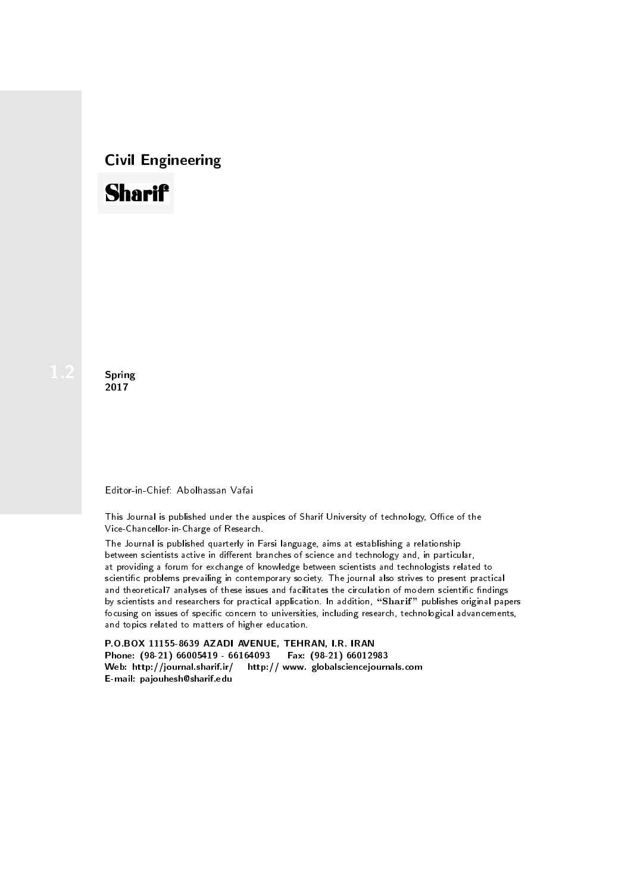# Civil Engineering

**Sharif**

1.2

**Spring**
**2017**

Editor-in-Chief: Abolhassan Vafai

This Journal is published under the auspices of Sharif University of technology, Office of the Vice-Chancellor-in-Charge of Research.

The Journal is published quarterly in Farsi language, aims at establishing a relationship between scientists active in different branches of science and technology and, in particular, at providing a forum for exchange of knowledge between scientists and technologists related to scientific problems prevailing in contemporary society. The journal also strives to present practical and theoretical7 analyses of these issues and facilitates the circulation of modern scientific findings by scientists and researchers for practical application. In addition, "Sharif" publishes original papers focusing on issues of specific concern to universities, including research, technological advancements, and topics related to matters of higher education.

**P.O.BOX 11155-8639 AZADI AVENUE, TEHRAN, I.R. IRAN**
**Phone: (98-21) 66005419 - 66164093 Fax: (98-21) 66012983**
**Web: http://journal.sharif.ir/ http:// www. globalsciencejournals.com**
**E-mail: pajouhesh@sharif.edu**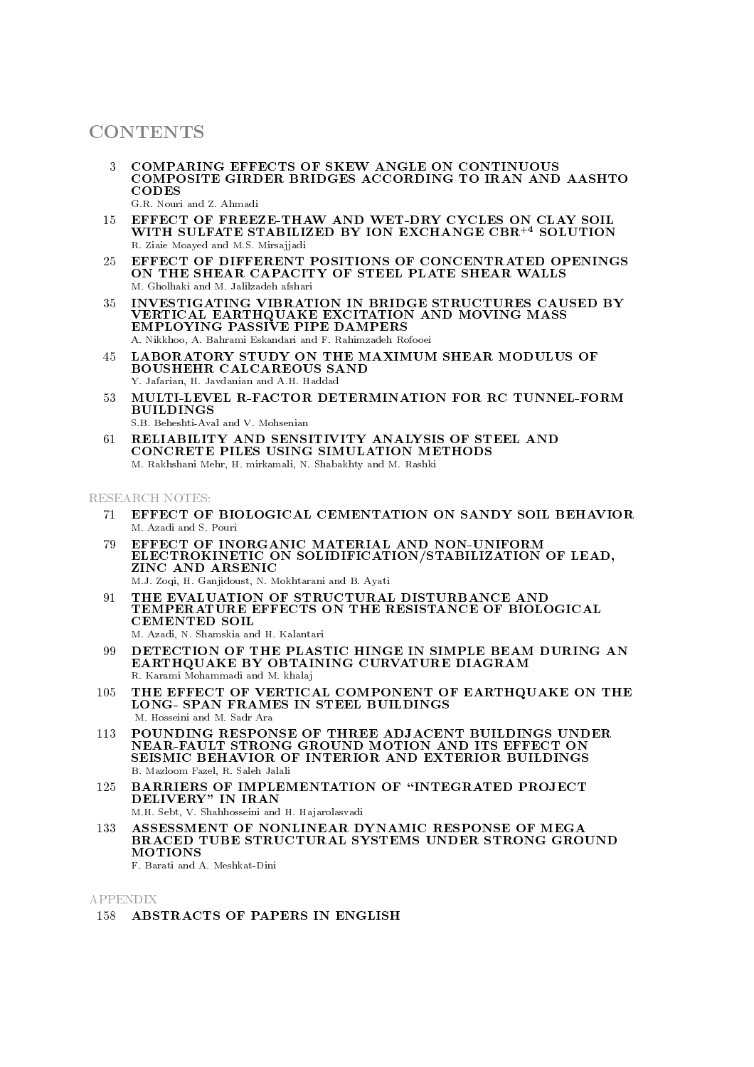# CONTENTS

3 **COMPARING EFFECTS OF SKEW ANGLE ON CONTINUOUS COMPOSITE GIRDER BRIDGES ACCORDING TO IRAN AND AASHTO CODES**
G.R. Nouri and Z. Ahmadi

15 **EFFECT OF FREEZE-THAW AND WET-DRY CYCLES ON CLAY SOIL WITH SULFATE STABILIZED BY ION EXCHANGE CBR$^{+4}$ SOLUTION**
R. Ziaie Moayed and M.S. Mirsajjadi

25 **EFFECT OF DIFFERENT POSITIONS OF CONCENTRATED OPENINGS ON THE SHEAR CAPACITY OF STEEL PLATE SHEAR WALLS**
M. Gholhaki and M. Jalilzadeh afshari

35 **INVESTIGATING VIBRATION IN BRIDGE STRUCTURES CAUSED BY VERTICAL EARTHQUAKE EXCITATION AND MOVING MASS EMPLOYING PASSIVE PIPE DAMPERS**
A. Nikkhoo, A. Bahrami Eskandari and F. Rahimzadeh Rofooei

45 **LABORATORY STUDY ON THE MAXIMUM SHEAR MODULUS OF BOUSHEHR CALCAREOUS SAND**
Y. Jafarian, H. Javdanian and A.H. Haddad

53 **MULTI-LEVEL R-FACTOR DETERMINATION FOR RC TUNNEL-FORM BUILDINGS**
S.B. Beheshti-Aval and V. Mohsenian

61 **RELIABILITY AND SENSITIVITY ANALYSIS OF STEEL AND CONCRETE PILES USING SIMULATION METHODS**
M. Rakhshani Mehr, H. mirkamali, N. Shabakhty and M. Rashki

## RESEARCH NOTES:

71 **EFFECT OF BIOLOGICAL CEMENTATION ON SANDY SOIL BEHAVIOR**
M. Azadi and S. Pouri

79 **EFFECT OF INORGANIC MATERIAL AND NON-UNIFORM ELECTROKINETIC ON SOLIDIFICATION/STABILIZATION OF LEAD, ZINC AND ARSENIC**
M.J. Zoqi, H. Ganjidoust, N. Mokhtarani and B. Ayati

91 **THE EVALUATION OF STRUCTURAL DISTURBANCE AND TEMPERATURE EFFECTS ON THE RESISTANCE OF BIOLOGICAL CEMENTED SOIL**
M. Azadi, N. Shamskia and H. Kalantari

99 **DETECTION OF THE PLASTIC HINGE IN SIMPLE BEAM DURING AN EARTHQUAKE BY OBTAINING CURVATURE DIAGRAM**
R. Karami Mohammadi and M. khalaj

105 **THE EFFECT OF VERTICAL COMPONENT OF EARTHQUAKE ON THE LONG- SPAN FRAMES IN STEEL BUILDINGS**
M. Hosseini and M. Sadr Ara

113 **POUNDING RESPONSE OF THREE ADJACENT BUILDINGS UNDER NEAR-FAULT STRONG GROUND MOTION AND ITS EFFECT ON SEISMIC BEHAVIOR OF INTERIOR AND EXTERIOR BUILDINGS**
B. Mazloom Fazel, R. Saleh Jalali

125 **BARRIERS OF IMPLEMENTATION OF "INTEGRATED PROJECT DELIVERY" IN IRAN**
M.H. Sebt, V. Shahhosseini and H. Hajarolasvadi

133 **ASSESSMENT OF NONLINEAR DYNAMIC RESPONSE OF MEGA BRACED TUBE STRUCTURAL SYSTEMS UNDER STRONG GROUND MOTIONS**
F. Barati and A. Meshkat-Dini

## APPENDIX

158 **ABSTRACTS OF PAPERS IN ENGLISH**